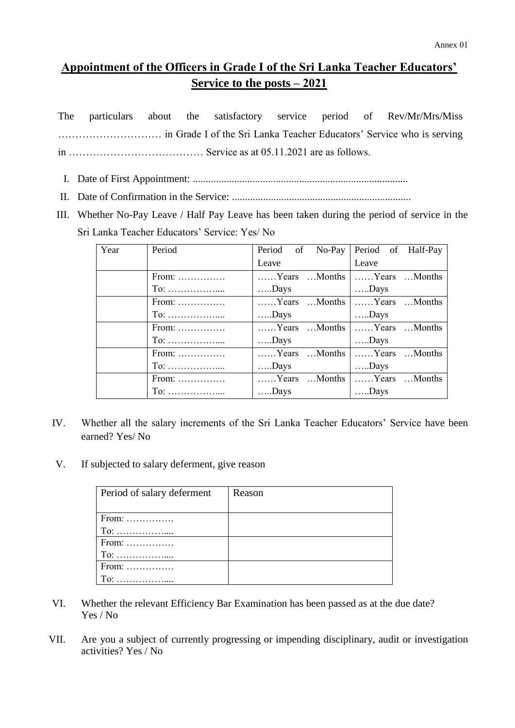Annex 01

# Appointment of the Officers in Grade I of the Sri Lanka Teacher Educators' Service to the posts – 2021

The particulars about the satisfactory service period of Rev/Mr/Mrs/Miss ………………………… in Grade I of the Sri Lanka Teacher Educators' Service who is serving in ………………………………… Service as at 05.11.2021 are as follows.

I. Date of First Appointment: ..................................................................................

II. Date of Confirmation in the Service: ....................................................................

III. Whether No-Pay Leave / Half Pay Leave has been taken during the period of service in the Sri Lanka Teacher Educators' Service: Yes/ No

| Year | Period | Period of No-Pay Leave | Period of Half-Pay Leave |
|---|---|---|---|
| | From: ……………<br>To: …………….... | ……Years …Months …..Days | ……Years …Months …..Days |
| | From: ……………<br>To: …………….... | ……Years …Months …..Days | ……Years …Months …..Days |
| | From: ……………<br>To: …………….... | ……Years …Months …..Days | ……Years …Months …..Days |
| | From: ……………<br>To: …………….... | ……Years …Months …..Days | ……Years …Months …..Days |
| | From: ……………<br>To: …………….... | ……Years …Months …..Days | ……Years …Months …..Days |

IV. Whether all the salary increments of the Sri Lanka Teacher Educators' Service have been earned? Yes/ No

V. If subjected to salary deferment, give reason

| Period of salary deferment | Reason |
|---|---|
| From: ……………<br>To: …………….... | |
| From: ……………<br>To: …………….... | |
| From: ……………<br>To: …………….... | |

VI. Whether the relevant Efficiency Bar Examination has been passed as at the due date? Yes / No

VII. Are you a subject of currently progressing or impending disciplinary, audit or investigation activities? Yes / No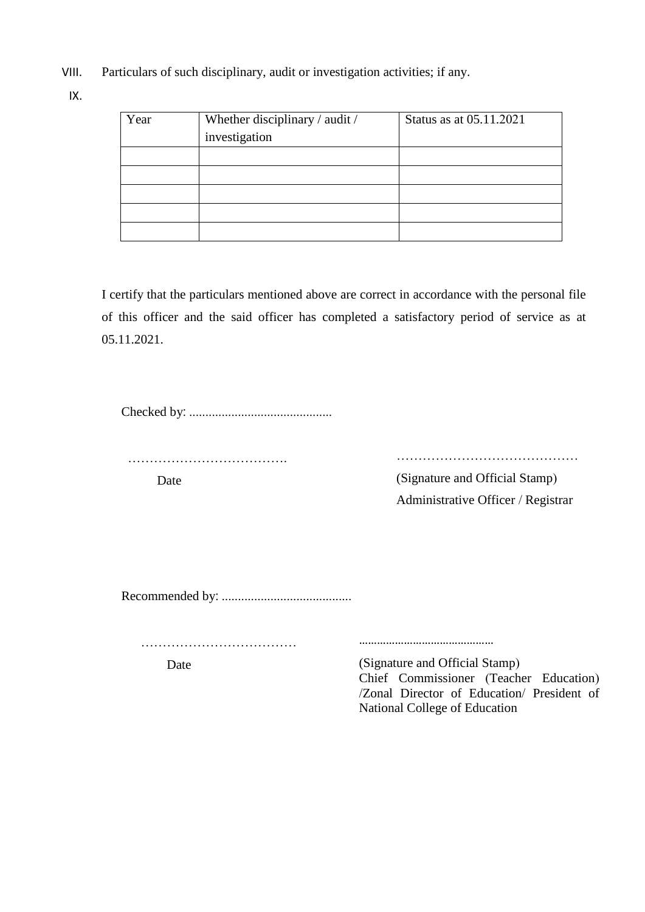VIII. Particulars of such disciplinary, audit or investigation activities; if any.

IX.

| Year | Whether disciplinary / audit / investigation | Status as at 05.11.2021 |
|---|---|---|
| | | |
| | | |
| | | |
| | | |
| | | |

I certify that the particulars mentioned above are correct in accordance with the personal file of this officer and the said officer has completed a satisfactory period of service as at 05.11.2021.

Checked by: ............................................

……………………………….
Date

……………………………………
(Signature and Official Stamp)
Administrative Officer / Registrar

Recommended by: ........................................

………………………………
Date

...........................................
(Signature and Official Stamp)
Chief Commissioner (Teacher Education) /Zonal Director of Education/ President of National College of Education